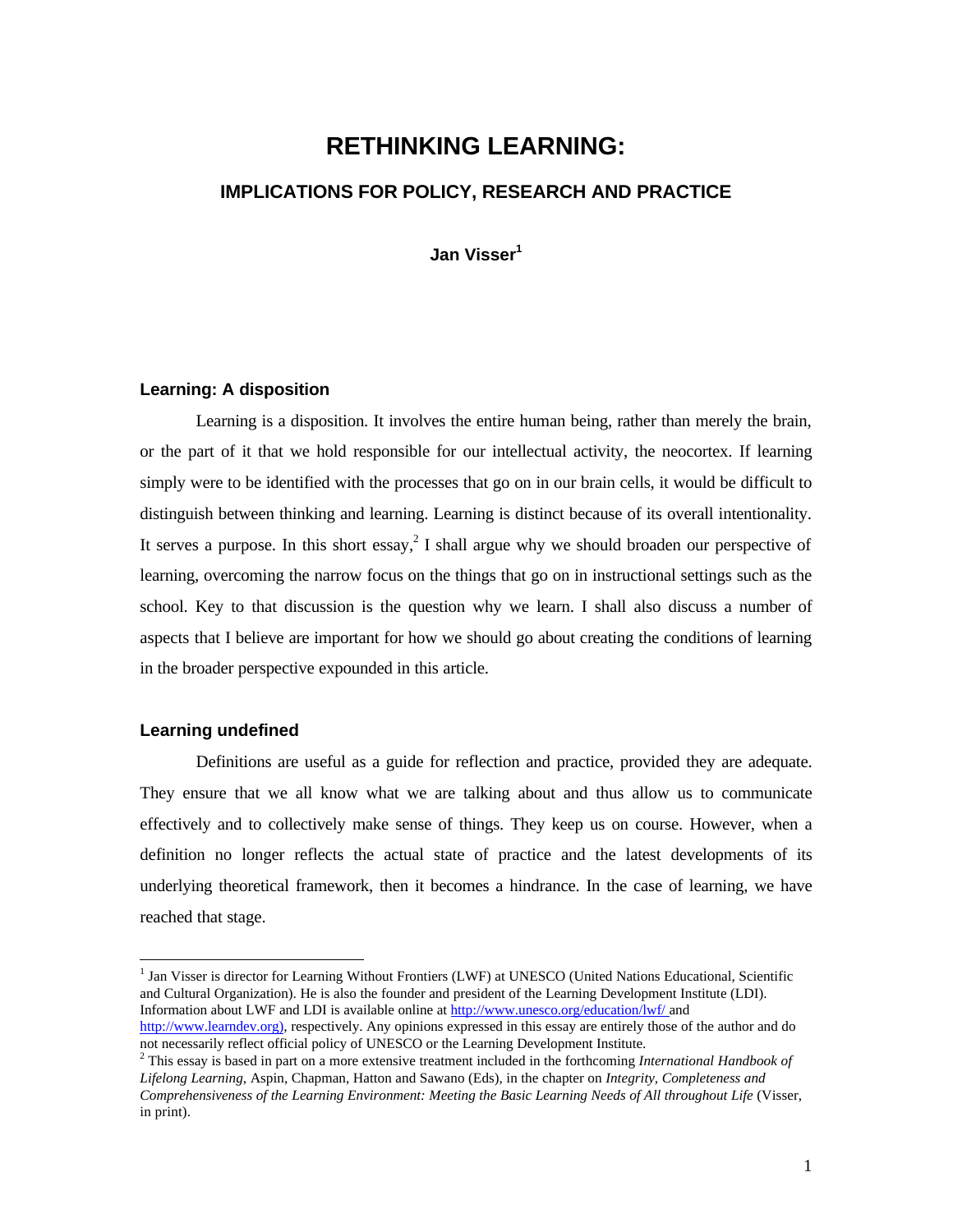# RETHINKING LEARNING:

## IMPLICATIONS FOR POLICY, RESEARCH AND PRACTICE

**Jan Visser**[1]

### Learning: A disposition

Learning is a disposition. It involves the entire human being, rather than merely the brain, or the part of it that we hold responsible for our intellectual activity, the neocortex. If learning simply were to be identified with the processes that go on in our brain cells, it would be difficult to distinguish between thinking and learning. Learning is distinct because of its overall intentionality. It serves a purpose. In this short essay,[2] I shall argue why we should broaden our perspective of learning, overcoming the narrow focus on the things that go on in instructional settings such as the school. Key to that discussion is the question why we learn. I shall also discuss a number of aspects that I believe are important for how we should go about creating the conditions of learning in the broader perspective expounded in this article.

### Learning undefined

Definitions are useful as a guide for reflection and practice, provided they are adequate. They ensure that we all know what we are talking about and thus allow us to communicate effectively and to collectively make sense of things. They keep us on course. However, when a definition no longer reflects the actual state of practice and the latest developments of its underlying theoretical framework, then it becomes a hindrance. In the case of learning, we have reached that stage.

---

[1] Jan Visser is director for Learning Without Frontiers (LWF) at UNESCO (United Nations Educational, Scientific and Cultural Organization). He is also the founder and president of the Learning Development Institute (LDI). Information about LWF and LDI is available online at http://www.unesco.org/education/lwf/ and http://www.learndev.org), respectively. Any opinions expressed in this essay are entirely those of the author and do not necessarily reflect official policy of UNESCO or the Learning Development Institute.

[2] This essay is based in part on a more extensive treatment included in the forthcoming *International Handbook of Lifelong Learning*, Aspin, Chapman, Hatton and Sawano (Eds), in the chapter on *Integrity, Completeness and Comprehensiveness of the Learning Environment: Meeting the Basic Learning Needs of All throughout Life* (Visser, in print).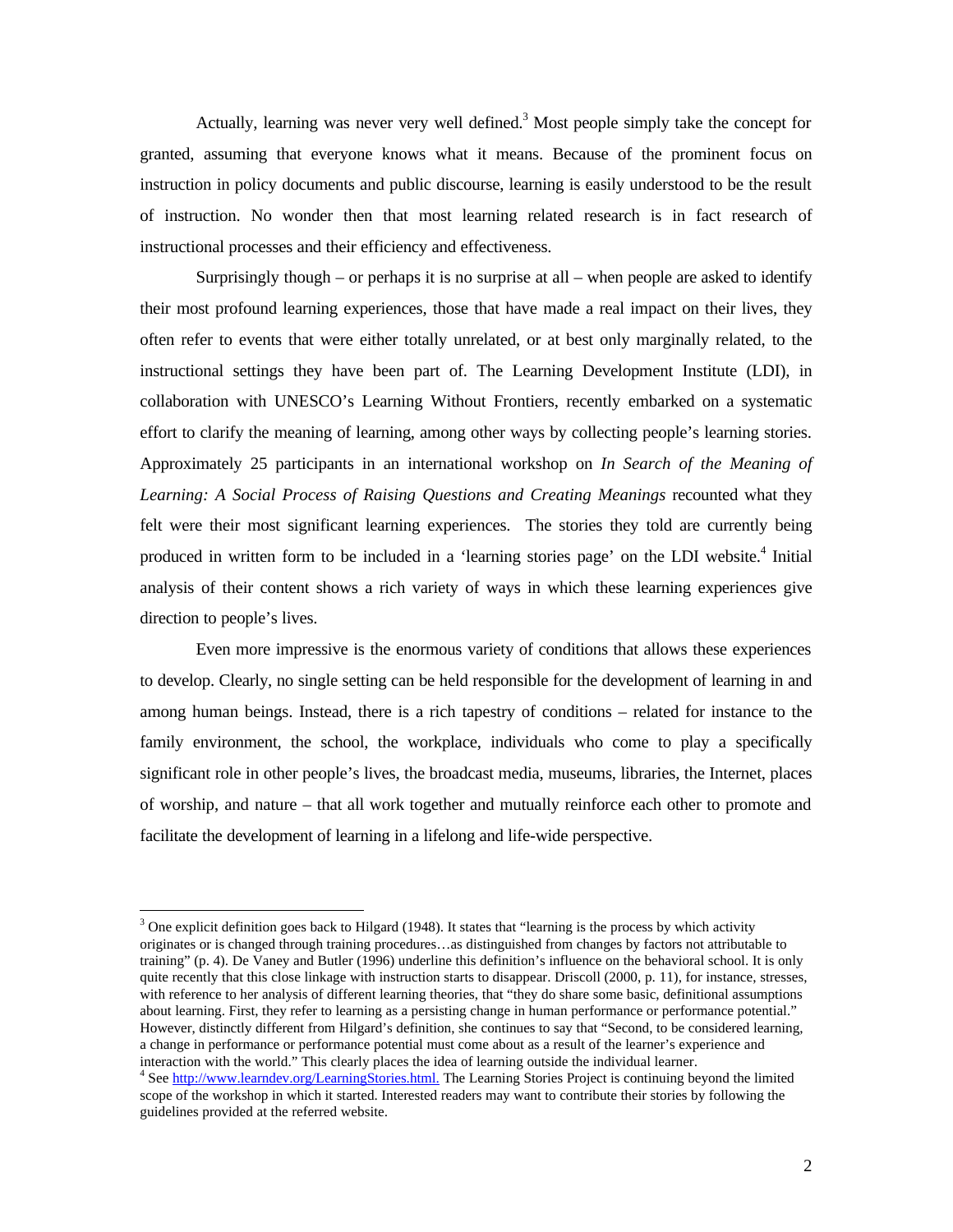Actually, learning was never very well defined.[3] Most people simply take the concept for granted, assuming that everyone knows what it means. Because of the prominent focus on instruction in policy documents and public discourse, learning is easily understood to be the result of instruction. No wonder then that most learning related research is in fact research of instructional processes and their efficiency and effectiveness.

Surprisingly though – or perhaps it is no surprise at all – when people are asked to identify their most profound learning experiences, those that have made a real impact on their lives, they often refer to events that were either totally unrelated, or at best only marginally related, to the instructional settings they have been part of. The Learning Development Institute (LDI), in collaboration with UNESCO's Learning Without Frontiers, recently embarked on a systematic effort to clarify the meaning of learning, among other ways by collecting people's learning stories. Approximately 25 participants in an international workshop on *In Search of the Meaning of Learning: A Social Process of Raising Questions and Creating Meanings* recounted what they felt were their most significant learning experiences. The stories they told are currently being produced in written form to be included in a 'learning stories page' on the LDI website.[4] Initial analysis of their content shows a rich variety of ways in which these learning experiences give direction to people's lives.

Even more impressive is the enormous variety of conditions that allows these experiences to develop. Clearly, no single setting can be held responsible for the development of learning in and among human beings. Instead, there is a rich tapestry of conditions – related for instance to the family environment, the school, the workplace, individuals who come to play a specifically significant role in other people's lives, the broadcast media, museums, libraries, the Internet, places of worship, and nature – that all work together and mutually reinforce each other to promote and facilitate the development of learning in a lifelong and life-wide perspective.

---

[3] One explicit definition goes back to Hilgard (1948). It states that "learning is the process by which activity originates or is changed through training procedures…as distinguished from changes by factors not attributable to training" (p. 4). De Vaney and Butler (1996) underline this definition's influence on the behavioral school. It is only quite recently that this close linkage with instruction starts to disappear. Driscoll (2000, p. 11), for instance, stresses, with reference to her analysis of different learning theories, that "they do share some basic, definitional assumptions about learning. First, they refer to learning as a persisting change in human performance or performance potential." However, distinctly different from Hilgard's definition, she continues to say that "Second, to be considered learning, a change in performance or performance potential must come about as a result of the learner's experience and interaction with the world." This clearly places the idea of learning outside the individual learner.

[4] See http://www.learndev.org/LearningStories.html. The Learning Stories Project is continuing beyond the limited scope of the workshop in which it started. Interested readers may want to contribute their stories by following the guidelines provided at the referred website.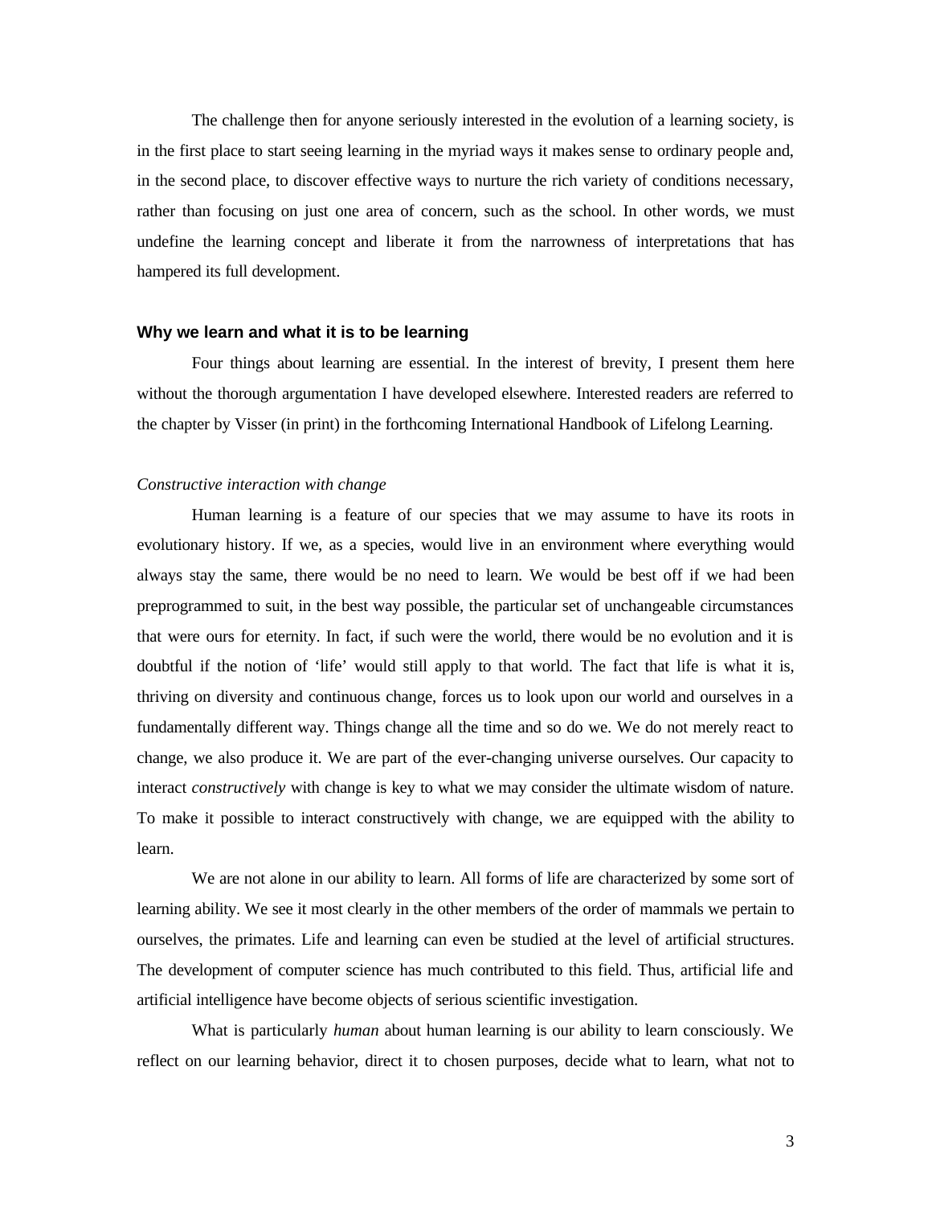The challenge then for anyone seriously interested in the evolution of a learning society, is in the first place to start seeing learning in the myriad ways it makes sense to ordinary people and, in the second place, to discover effective ways to nurture the rich variety of conditions necessary, rather than focusing on just one area of concern, such as the school. In other words, we must undefine the learning concept and liberate it from the narrowness of interpretations that has hampered its full development.

### Why we learn and what it is to be learning

Four things about learning are essential. In the interest of brevity, I present them here without the thorough argumentation I have developed elsewhere. Interested readers are referred to the chapter by Visser (in print) in the forthcoming International Handbook of Lifelong Learning.

*Constructive interaction with change*

Human learning is a feature of our species that we may assume to have its roots in evolutionary history. If we, as a species, would live in an environment where everything would always stay the same, there would be no need to learn. We would be best off if we had been preprogrammed to suit, in the best way possible, the particular set of unchangeable circumstances that were ours for eternity. In fact, if such were the world, there would be no evolution and it is doubtful if the notion of 'life' would still apply to that world. The fact that life is what it is, thriving on diversity and continuous change, forces us to look upon our world and ourselves in a fundamentally different way. Things change all the time and so do we. We do not merely react to change, we also produce it. We are part of the ever-changing universe ourselves. Our capacity to interact *constructively* with change is key to what we may consider the ultimate wisdom of nature. To make it possible to interact constructively with change, we are equipped with the ability to learn.

We are not alone in our ability to learn. All forms of life are characterized by some sort of learning ability. We see it most clearly in the other members of the order of mammals we pertain to ourselves, the primates. Life and learning can even be studied at the level of artificial structures. The development of computer science has much contributed to this field. Thus, artificial life and artificial intelligence have become objects of serious scientific investigation.

What is particularly *human* about human learning is our ability to learn consciously. We reflect on our learning behavior, direct it to chosen purposes, decide what to learn, what not to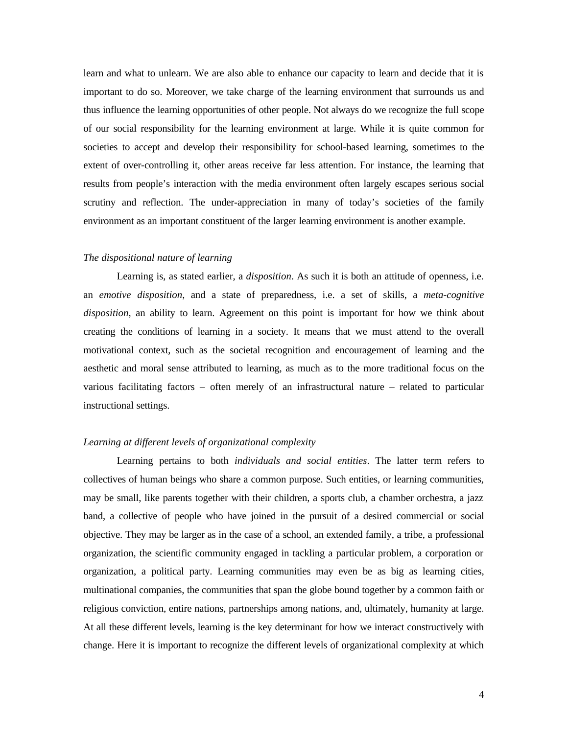learn and what to unlearn. We are also able to enhance our capacity to learn and decide that it is important to do so. Moreover, we take charge of the learning environment that surrounds us and thus influence the learning opportunities of other people. Not always do we recognize the full scope of our social responsibility for the learning environment at large. While it is quite common for societies to accept and develop their responsibility for school-based learning, sometimes to the extent of over-controlling it, other areas receive far less attention. For instance, the learning that results from people's interaction with the media environment often largely escapes serious social scrutiny and reflection. The under-appreciation in many of today's societies of the family environment as an important constituent of the larger learning environment is another example.

*The dispositional nature of learning*

Learning is, as stated earlier, a *disposition*. As such it is both an attitude of openness, i.e. an *emotive disposition*, and a state of preparedness, i.e. a set of skills, a *meta-cognitive disposition*, an ability to learn. Agreement on this point is important for how we think about creating the conditions of learning in a society. It means that we must attend to the overall motivational context, such as the societal recognition and encouragement of learning and the aesthetic and moral sense attributed to learning, as much as to the more traditional focus on the various facilitating factors – often merely of an infrastructural nature – related to particular instructional settings.

*Learning at different levels of organizational complexity*

Learning pertains to both *individuals and social entities*. The latter term refers to collectives of human beings who share a common purpose. Such entities, or learning communities, may be small, like parents together with their children, a sports club, a chamber orchestra, a jazz band, a collective of people who have joined in the pursuit of a desired commercial or social objective. They may be larger as in the case of a school, an extended family, a tribe, a professional organization, the scientific community engaged in tackling a particular problem, a corporation or organization, a political party. Learning communities may even be as big as learning cities, multinational companies, the communities that span the globe bound together by a common faith or religious conviction, entire nations, partnerships among nations, and, ultimately, humanity at large. At all these different levels, learning is the key determinant for how we interact constructively with change. Here it is important to recognize the different levels of organizational complexity at which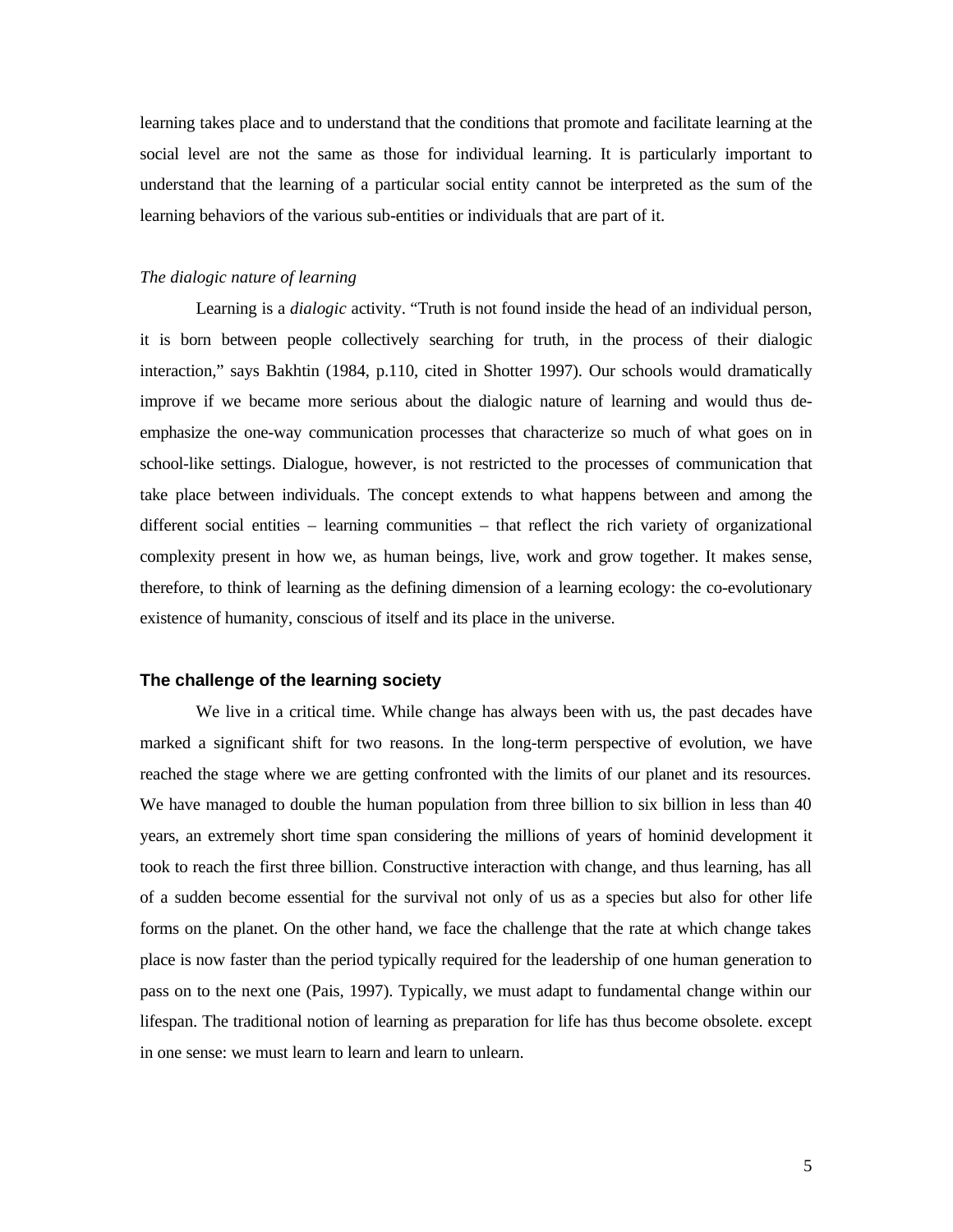learning takes place and to understand that the conditions that promote and facilitate learning at the social level are not the same as those for individual learning. It is particularly important to understand that the learning of a particular social entity cannot be interpreted as the sum of the learning behaviors of the various sub-entities or individuals that are part of it.

### *The dialogic nature of learning*

Learning is a *dialogic* activity. "Truth is not found inside the head of an individual person, it is born between people collectively searching for truth, in the process of their dialogic interaction," says Bakhtin (1984, p.110, cited in Shotter 1997). Our schools would dramatically improve if we became more serious about the dialogic nature of learning and would thus de-emphasize the one-way communication processes that characterize so much of what goes on in school-like settings. Dialogue, however, is not restricted to the processes of communication that take place between individuals. The concept extends to what happens between and among the different social entities – learning communities – that reflect the rich variety of organizational complexity present in how we, as human beings, live, work and grow together. It makes sense, therefore, to think of learning as the defining dimension of a learning ecology: the co-evolutionary existence of humanity, conscious of itself and its place in the universe.

## **The challenge of the learning society**

We live in a critical time. While change has always been with us, the past decades have marked a significant shift for two reasons. In the long-term perspective of evolution, we have reached the stage where we are getting confronted with the limits of our planet and its resources. We have managed to double the human population from three billion to six billion in less than 40 years, an extremely short time span considering the millions of years of hominid development it took to reach the first three billion. Constructive interaction with change, and thus learning, has all of a sudden become essential for the survival not only of us as a species but also for other life forms on the planet. On the other hand, we face the challenge that the rate at which change takes place is now faster than the period typically required for the leadership of one human generation to pass on to the next one (Pais, 1997). Typically, we must adapt to fundamental change within our lifespan. The traditional notion of learning as preparation for life has thus become obsolete. except in one sense: we must learn to learn and learn to unlearn.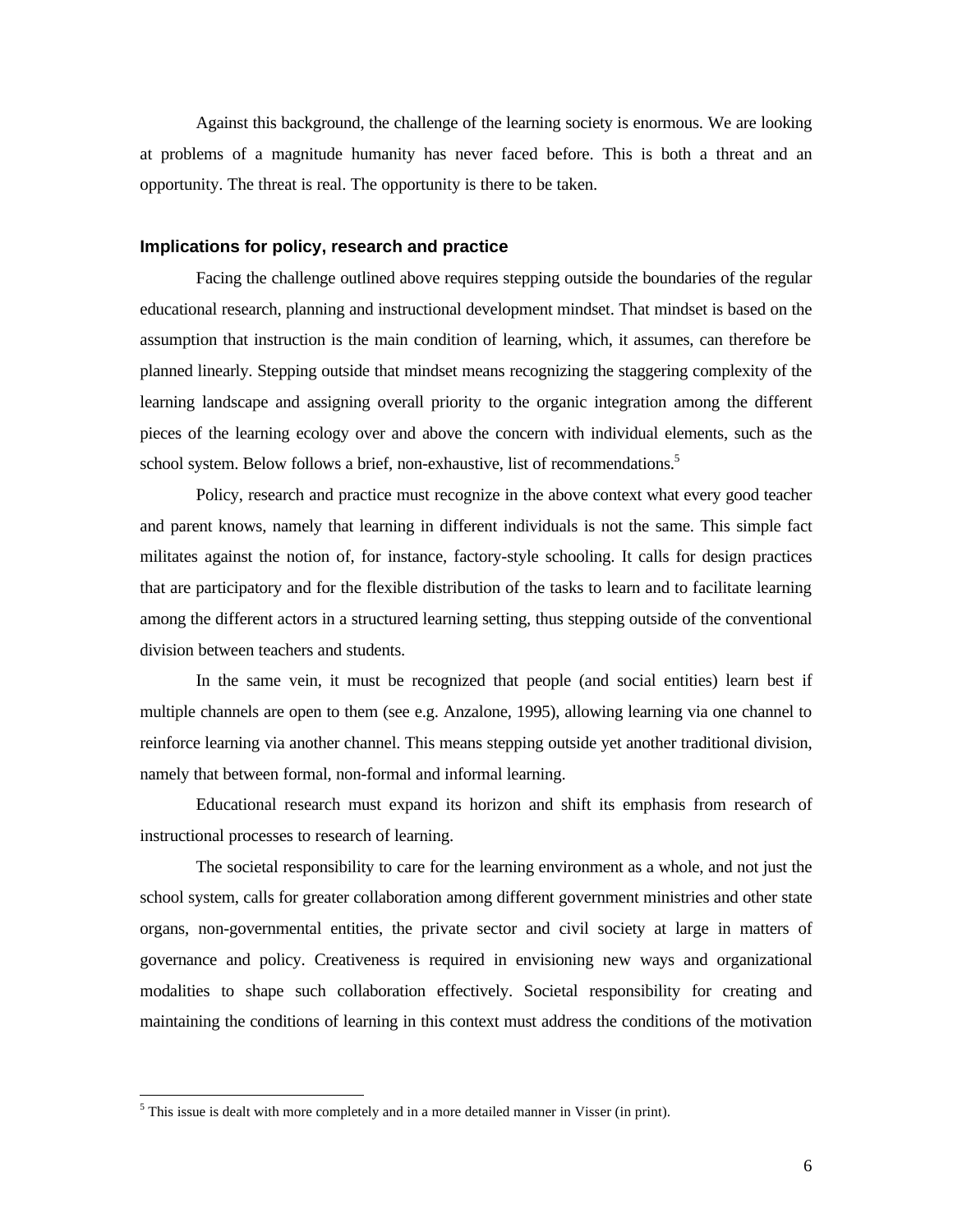Against this background, the challenge of the learning society is enormous. We are looking at problems of a magnitude humanity has never faced before. This is both a threat and an opportunity. The threat is real. The opportunity is there to be taken.

### Implications for policy, research and practice

Facing the challenge outlined above requires stepping outside the boundaries of the regular educational research, planning and instructional development mindset. That mindset is based on the assumption that instruction is the main condition of learning, which, it assumes, can therefore be planned linearly. Stepping outside that mindset means recognizing the staggering complexity of the learning landscape and assigning overall priority to the organic integration among the different pieces of the learning ecology over and above the concern with individual elements, such as the school system. Below follows a brief, non-exhaustive, list of recommendations.[5]

Policy, research and practice must recognize in the above context what every good teacher and parent knows, namely that learning in different individuals is not the same. This simple fact militates against the notion of, for instance, factory-style schooling. It calls for design practices that are participatory and for the flexible distribution of the tasks to learn and to facilitate learning among the different actors in a structured learning setting, thus stepping outside of the conventional division between teachers and students.

In the same vein, it must be recognized that people (and social entities) learn best if multiple channels are open to them (see e.g. Anzalone, 1995), allowing learning via one channel to reinforce learning via another channel. This means stepping outside yet another traditional division, namely that between formal, non-formal and informal learning.

Educational research must expand its horizon and shift its emphasis from research of instructional processes to research of learning.

The societal responsibility to care for the learning environment as a whole, and not just the school system, calls for greater collaboration among different government ministries and other state organs, non-governmental entities, the private sector and civil society at large in matters of governance and policy. Creativeness is required in envisioning new ways and organizational modalities to shape such collaboration effectively. Societal responsibility for creating and maintaining the conditions of learning in this context must address the conditions of the motivation

[5] This issue is dealt with more completely and in a more detailed manner in Visser (in print).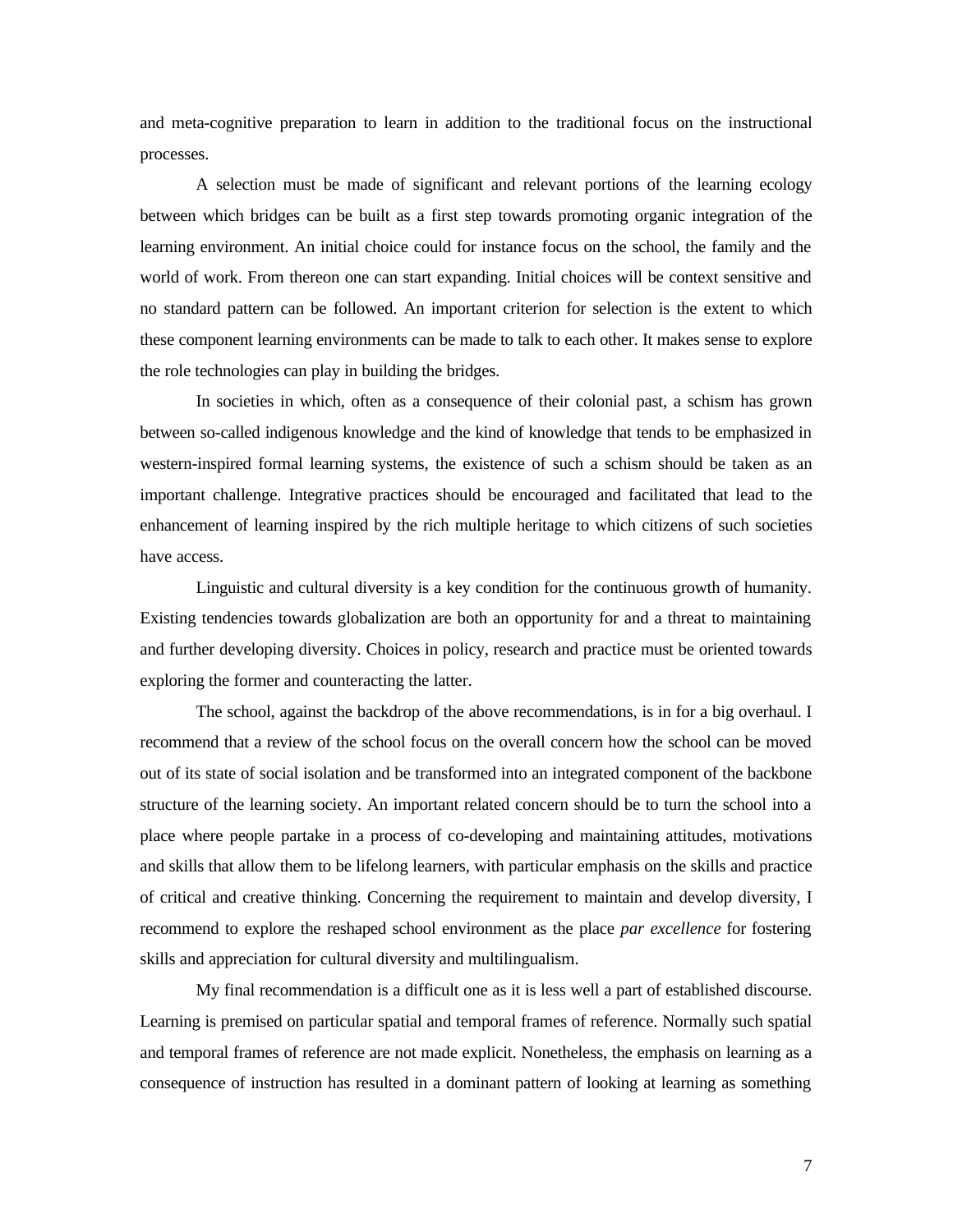and meta-cognitive preparation to learn in addition to the traditional focus on the instructional processes.

A selection must be made of significant and relevant portions of the learning ecology between which bridges can be built as a first step towards promoting organic integration of the learning environment. An initial choice could for instance focus on the school, the family and the world of work. From thereon one can start expanding. Initial choices will be context sensitive and no standard pattern can be followed. An important criterion for selection is the extent to which these component learning environments can be made to talk to each other. It makes sense to explore the role technologies can play in building the bridges.

In societies in which, often as a consequence of their colonial past, a schism has grown between so-called indigenous knowledge and the kind of knowledge that tends to be emphasized in western-inspired formal learning systems, the existence of such a schism should be taken as an important challenge. Integrative practices should be encouraged and facilitated that lead to the enhancement of learning inspired by the rich multiple heritage to which citizens of such societies have access.

Linguistic and cultural diversity is a key condition for the continuous growth of humanity. Existing tendencies towards globalization are both an opportunity for and a threat to maintaining and further developing diversity. Choices in policy, research and practice must be oriented towards exploring the former and counteracting the latter.

The school, against the backdrop of the above recommendations, is in for a big overhaul. I recommend that a review of the school focus on the overall concern how the school can be moved out of its state of social isolation and be transformed into an integrated component of the backbone structure of the learning society. An important related concern should be to turn the school into a place where people partake in a process of co-developing and maintaining attitudes, motivations and skills that allow them to be lifelong learners, with particular emphasis on the skills and practice of critical and creative thinking. Concerning the requirement to maintain and develop diversity, I recommend to explore the reshaped school environment as the place *par excellence* for fostering skills and appreciation for cultural diversity and multilingualism.

My final recommendation is a difficult one as it is less well a part of established discourse. Learning is premised on particular spatial and temporal frames of reference. Normally such spatial and temporal frames of reference are not made explicit. Nonetheless, the emphasis on learning as a consequence of instruction has resulted in a dominant pattern of looking at learning as something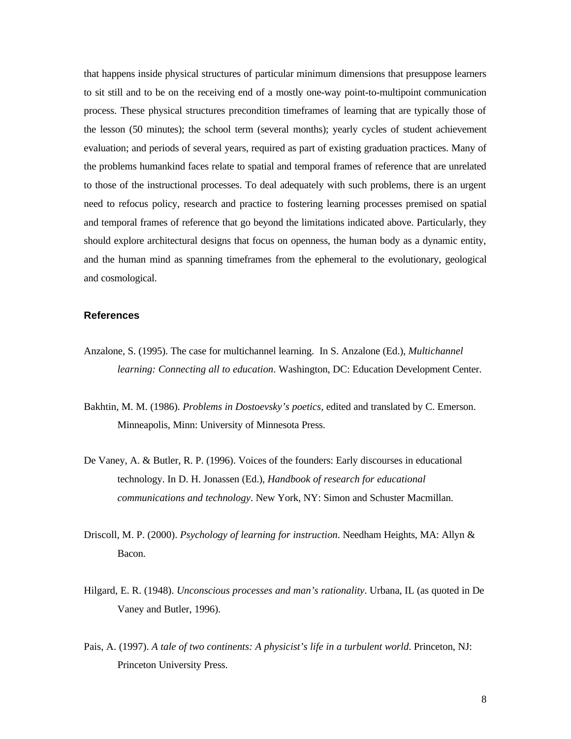that happens inside physical structures of particular minimum dimensions that presuppose learners to sit still and to be on the receiving end of a mostly one-way point-to-multipoint communication process. These physical structures precondition timeframes of learning that are typically those of the lesson (50 minutes); the school term (several months); yearly cycles of student achievement evaluation; and periods of several years, required as part of existing graduation practices. Many of the problems humankind faces relate to spatial and temporal frames of reference that are unrelated to those of the instructional processes. To deal adequately with such problems, there is an urgent need to refocus policy, research and practice to fostering learning processes premised on spatial and temporal frames of reference that go beyond the limitations indicated above. Particularly, they should explore architectural designs that focus on openness, the human body as a dynamic entity, and the human mind as spanning timeframes from the ephemeral to the evolutionary, geological and cosmological.

## References

Anzalone, S. (1995). The case for multichannel learning. In S. Anzalone (Ed.), *Multichannel learning: Connecting all to education*. Washington, DC: Education Development Center.

Bakhtin, M. M. (1986). *Problems in Dostoevsky's poetics*, edited and translated by C. Emerson. Minneapolis, Minn: University of Minnesota Press.

De Vaney, A. & Butler, R. P. (1996). Voices of the founders: Early discourses in educational technology. In D. H. Jonassen (Ed.), *Handbook of research for educational communications and technology*. New York, NY: Simon and Schuster Macmillan.

Driscoll, M. P. (2000). *Psychology of learning for instruction*. Needham Heights, MA: Allyn & Bacon.

Hilgard, E. R. (1948). *Unconscious processes and man's rationality*. Urbana, IL (as quoted in De Vaney and Butler, 1996).

Pais, A. (1997). *A tale of two continents: A physicist's life in a turbulent world*. Princeton, NJ: Princeton University Press.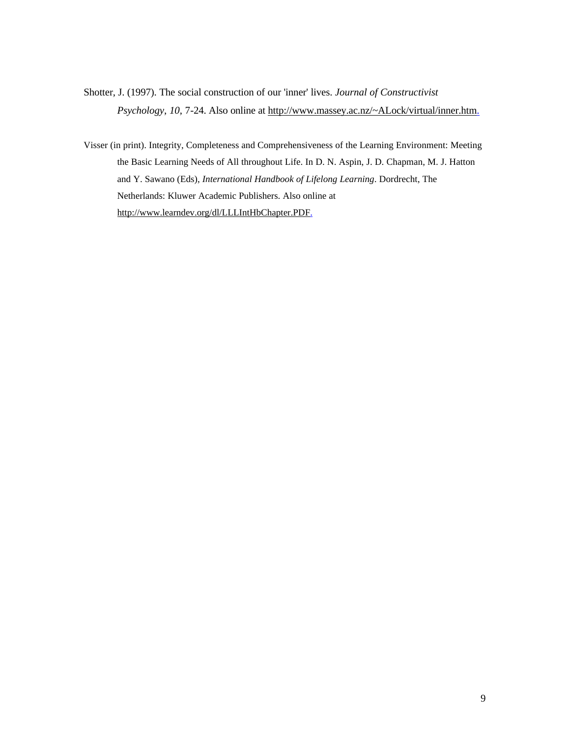Shotter, J. (1997). The social construction of our 'inner' lives. *Journal of Constructivist Psychology*, *10*, 7-24. Also online at http://www.massey.ac.nz/~ALock/virtual/inner.htm.

Visser (in print). Integrity, Completeness and Comprehensiveness of the Learning Environment: Meeting the Basic Learning Needs of All throughout Life. In D. N. Aspin, J. D. Chapman, M. J. Hatton and Y. Sawano (Eds), *International Handbook of Lifelong Learning*. Dordrecht, The Netherlands: Kluwer Academic Publishers. Also online at http://www.learndev.org/dl/LLLIntHbChapter.PDF.